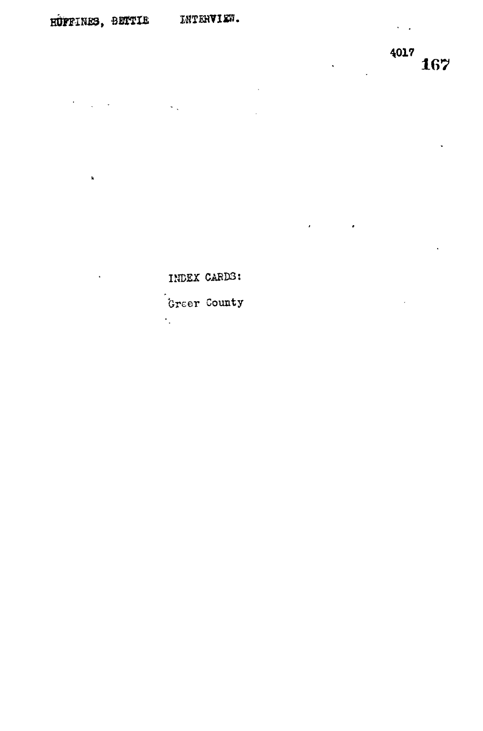HUFFINES, BETTIE INTERVIEW.

4017

INDEX CARDS:

Greer County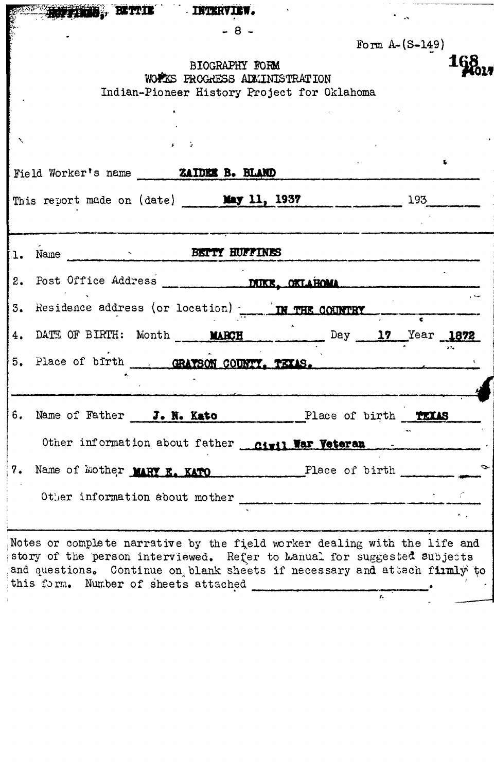Form A-(S-149)

BIOGRAPHY FORM
WORKS PROGRESS ADMINISTRATION
Indian-Pioneer History Project for Oklahoma

168
#017

Field Worker's name **ZAIDEE B. BLAND**

This report made on (date) **May 11, 1937** 193

1. Name **BETTY HUFFINES**
2. Post Office Address **DUKE, OKLAHOMA**
3. Residence address (or location) **IN THE COUNTRY**
4. DATE OF BIRTH: Month **MARCH** Day **17** Year **1872**
5. Place of birth **GRAYSON COUNTY, TEXAS.**
6. Name of Father **J. N. Kato** Place of birth **TEXAS**

   Other information about father **Civil War Veteran**
7. Name of Mother **MARY E. KATO** Place of birth

   Other information about mother

Notes or complete narrative by the field worker dealing with the life and story of the person interviewed. Refer to Manual for suggested subjects and questions. Continue on blank sheets if necessary and attach firmly to this form. Number of sheets attached .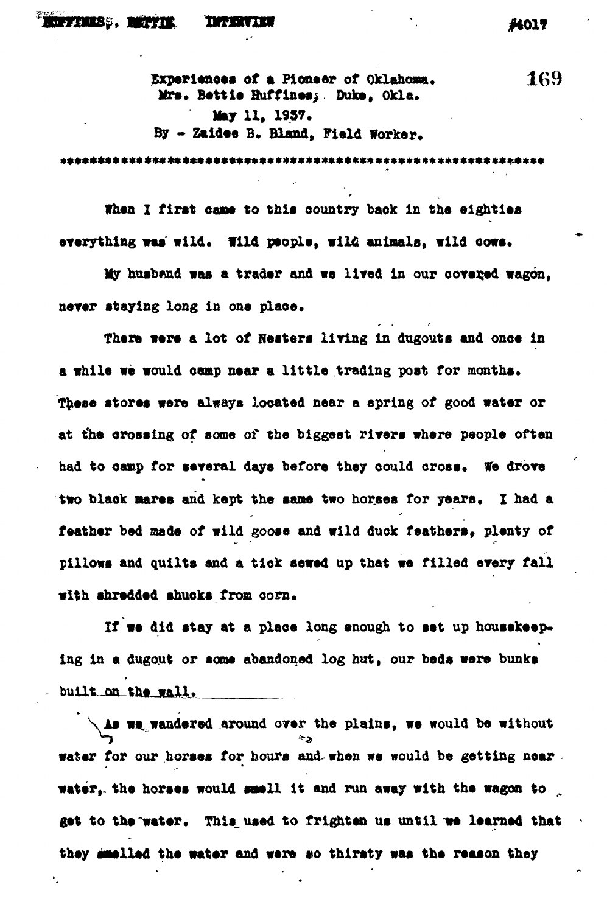Experiences of a Pioneer of Oklahoma.
Mrs. Bettie Huffines, Duke, Okla.
May 11, 1937.
By - Zaidee B. Bland, Field Worker.

When I first came to this country back in the eighties everything was wild. Wild people, wild animals, wild cows.

My husband was a trader and we lived in our covered wagon, never staying long in one place.

There were a lot of Nesters living in dugouts and once in a while we would camp near a little trading post for months. These stores were always located near a spring of good water or at the crossing of some of the biggest rivers where people often had to camp for several days before they could cross. We drove two black mares and kept the same two horses for years. I had a feather bed made of wild goose and wild duck feathers, plenty of pillows and quilts and a tick sewed up that we filled every fall with shredded shucks from corn.

If we did stay at a place long enough to set up housekeeping in a dugout or some abandoned log hut, our beds were bunks built on the wall.

As we wandered around over the plains, we would be without water for our horses for hours and when we would be getting near water, the horses would smell it and run away with the wagon to get to the water. This used to frighten us until we learned that they smelled the water and were so thirsty was the reason they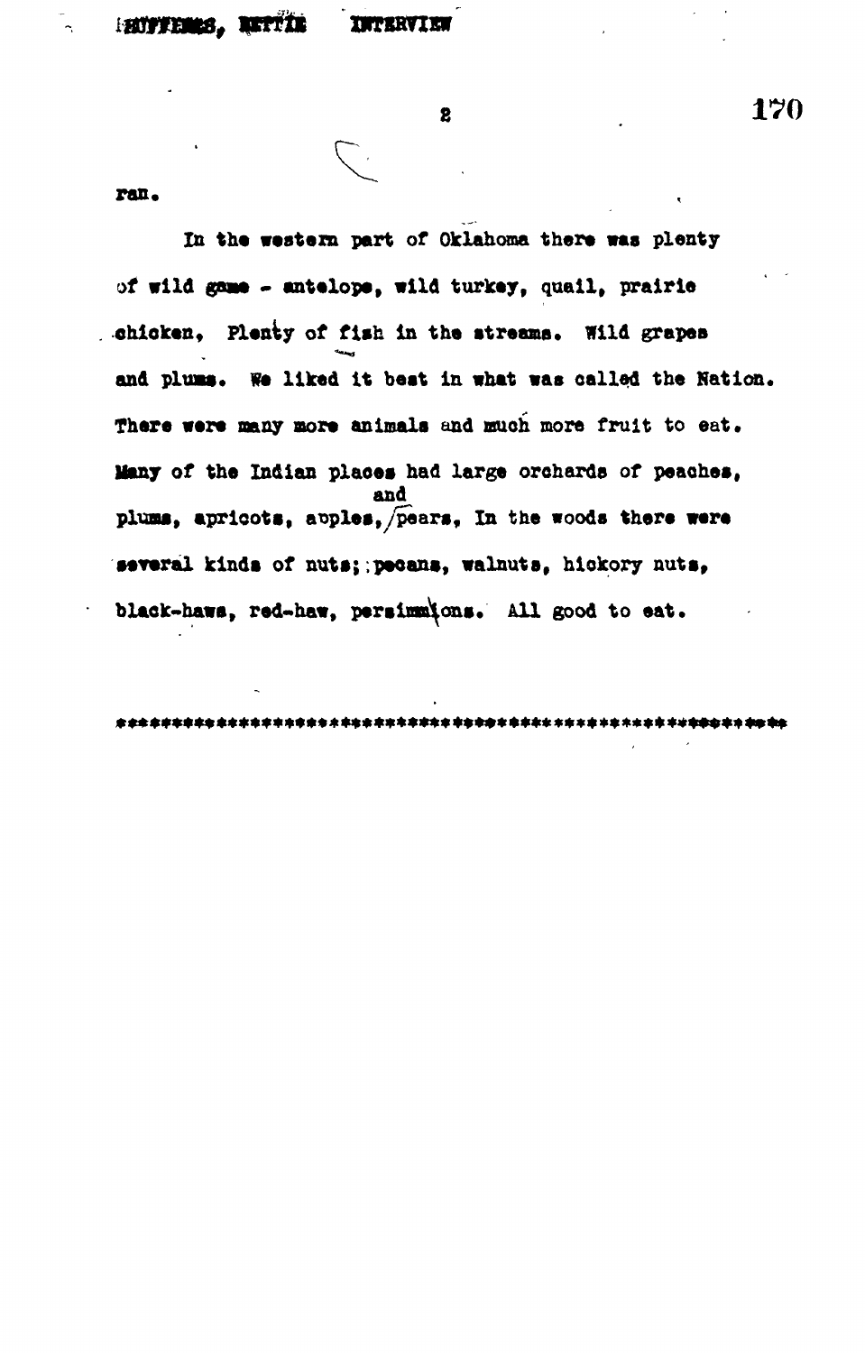ran.

In the western part of Oklahoma there was plenty of wild game - antelope, wild turkey, quail, prairie chicken. Plenty of fish in the streams. Wild grapes and plums. We liked it best in what was called the Nation. There were many more animals and much more fruit to eat. Many of the Indian places had large orchards of peaches, plums, apricots, apples, and pears. In the woods there were several kinds of nuts; pecans, walnuts, hickory nuts, black-haws, red-haw, persimmons. All good to eat.

*************************************************************